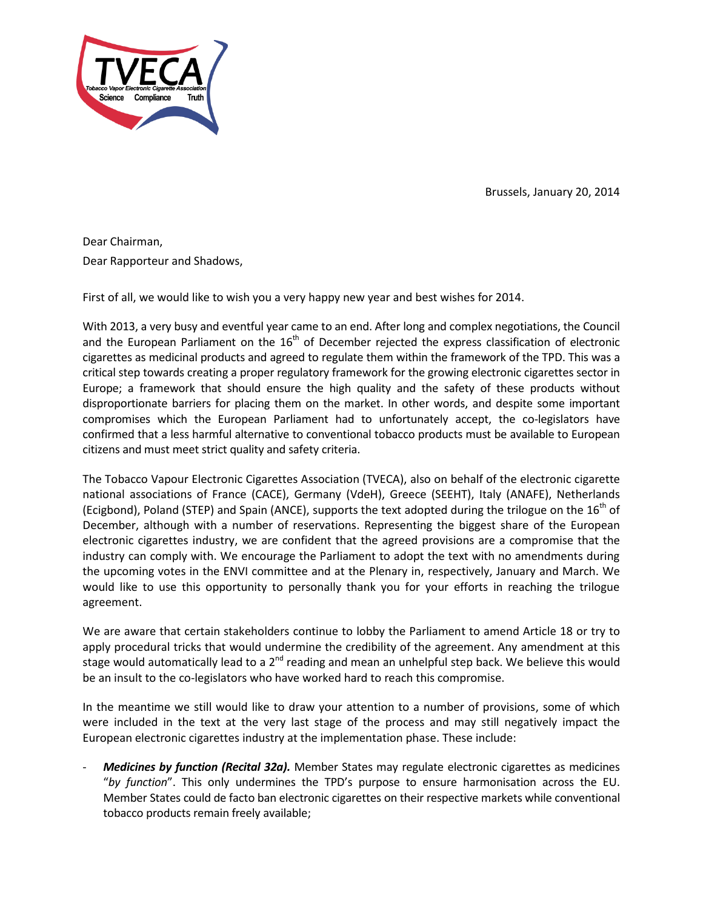TVECA

Tobacco Vapor Electronic Cigarette Association

Science Compliance Truth

Brussels, January 20, 2014

Dear Chairman,
Dear Rapporteur and Shadows,

First of all, we would like to wish you a very happy new year and best wishes for 2014.

With 2013, a very busy and eventful year came to an end. After long and complex negotiations, the Council and the European Parliament on the 16th of December rejected the express classification of electronic cigarettes as medicinal products and agreed to regulate them within the framework of the TPD. This was a critical step towards creating a proper regulatory framework for the growing electronic cigarettes sector in Europe; a framework that should ensure the high quality and the safety of these products without disproportionate barriers for placing them on the market. In other words, and despite some important compromises which the European Parliament had to unfortunately accept, the co-legislators have confirmed that a less harmful alternative to conventional tobacco products must be available to European citizens and must meet strict quality and safety criteria.

The Tobacco Vapour Electronic Cigarettes Association (TVECA), also on behalf of the electronic cigarette national associations of France (CACE), Germany (VdeH), Greece (SEEHT), Italy (ANAFE), Netherlands (Ecigbond), Poland (STEP) and Spain (ANCE), supports the text adopted during the trilogue on the 16th of December, although with a number of reservations. Representing the biggest share of the European electronic cigarettes industry, we are confident that the agreed provisions are a compromise that the industry can comply with. We encourage the Parliament to adopt the text with no amendments during the upcoming votes in the ENVI committee and at the Plenary in, respectively, January and March. We would like to use this opportunity to personally thank you for your efforts in reaching the trilogue agreement.

We are aware that certain stakeholders continue to lobby the Parliament to amend Article 18 or try to apply procedural tricks that would undermine the credibility of the agreement. Any amendment at this stage would automatically lead to a 2nd reading and mean an unhelpful step back. We believe this would be an insult to the co-legislators who have worked hard to reach this compromise.

In the meantime we still would like to draw your attention to a number of provisions, some of which were included in the text at the very last stage of the process and may still negatively impact the European electronic cigarettes industry at the implementation phase. These include:

- ***Medicines by function (Recital 32a).*** Member States may regulate electronic cigarettes as medicines "*by function*". This only undermines the TPD's purpose to ensure harmonisation across the EU. Member States could de facto ban electronic cigarettes on their respective markets while conventional tobacco products remain freely available;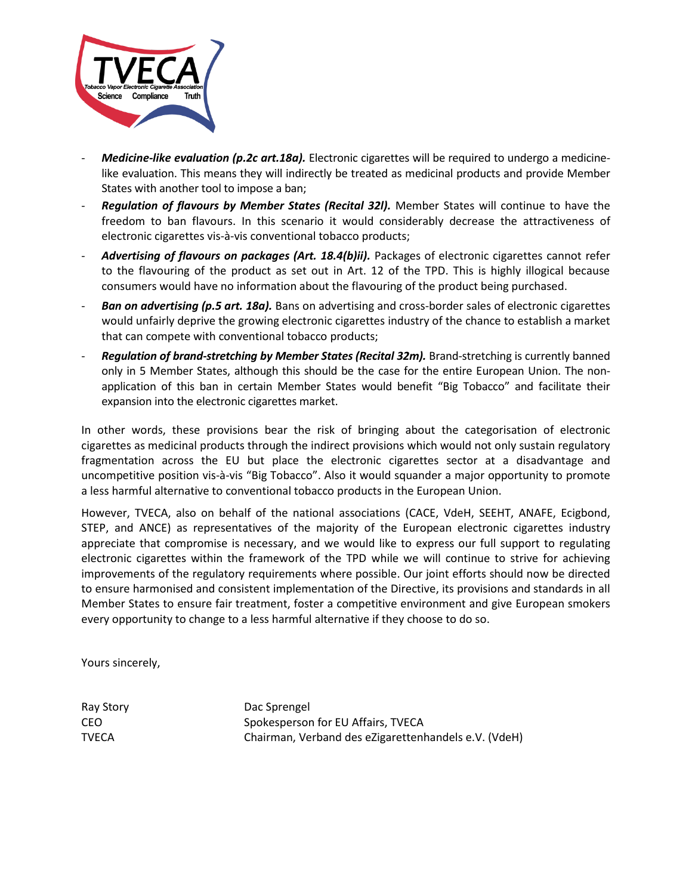- ***Medicine-like evaluation (p.2c art.18a).*** Electronic cigarettes will be required to undergo a medicine-like evaluation. This means they will indirectly be treated as medicinal products and provide Member States with another tool to impose a ban;
- ***Regulation of flavours by Member States (Recital 32l).*** Member States will continue to have the freedom to ban flavours. In this scenario it would considerably decrease the attractiveness of electronic cigarettes vis-à-vis conventional tobacco products;
- ***Advertising of flavours on packages (Art. 18.4(b)ii).*** Packages of electronic cigarettes cannot refer to the flavouring of the product as set out in Art. 12 of the TPD. This is highly illogical because consumers would have no information about the flavouring of the product being purchased.
- ***Ban on advertising (p.5 art. 18a).*** Bans on advertising and cross-border sales of electronic cigarettes would unfairly deprive the growing electronic cigarettes industry of the chance to establish a market that can compete with conventional tobacco products;
- ***Regulation of brand-stretching by Member States (Recital 32m).*** Brand-stretching is currently banned only in 5 Member States, although this should be the case for the entire European Union. The non-application of this ban in certain Member States would benefit "Big Tobacco" and facilitate their expansion into the electronic cigarettes market.

In other words, these provisions bear the risk of bringing about the categorisation of electronic cigarettes as medicinal products through the indirect provisions which would not only sustain regulatory fragmentation across the EU but place the electronic cigarettes sector at a disadvantage and uncompetitive position vis-à-vis "Big Tobacco". Also it would squander a major opportunity to promote a less harmful alternative to conventional tobacco products in the European Union.

However, TVECA, also on behalf of the national associations (CACE, VdeH, SEEHT, ANAFE, Ecigbond, STEP, and ANCE) as representatives of the majority of the European electronic cigarettes industry appreciate that compromise is necessary, and we would like to express our full support to regulating electronic cigarettes within the framework of the TPD while we will continue to strive for achieving improvements of the regulatory requirements where possible. Our joint efforts should now be directed to ensure harmonised and consistent implementation of the Directive, its provisions and standards in all Member States to ensure fair treatment, foster a competitive environment and give European smokers every opportunity to change to a less harmful alternative if they choose to do so.

Yours sincerely,

| | |
|---|---|
| Ray Story | Dac Sprengel |
| CEO | Spokesperson for EU Affairs, TVECA |
| TVECA | Chairman, Verband des eZigarettenhandels e.V. (VdeH) |